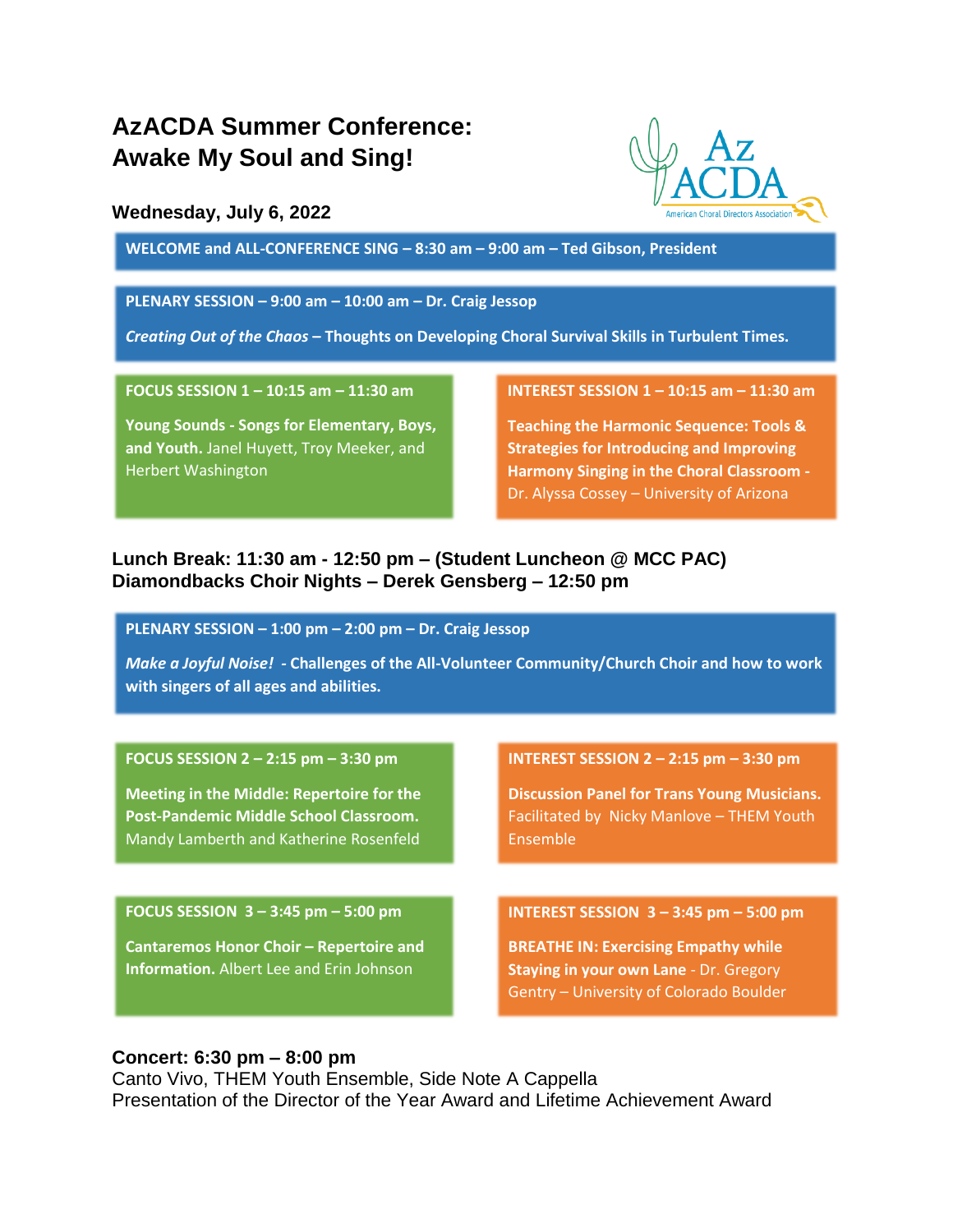# AzACDA Summer Conference: Awake My Soul and Sing!

Az ACDA
American Choral Directors Association

## Wednesday, July 6, 2022

**WELCOME and ALL-CONFERENCE SING – 8:30 am – 9:00 am – Ted Gibson, President**

**PLENARY SESSION – 9:00 am – 10:00 am – Dr. Craig Jessop**

***Creating Out of the Chaos*** **– Thoughts on Developing Choral Survival Skills in Turbulent Times.**

**FOCUS SESSION 1 – 10:15 am – 11:30 am**

**Young Sounds - Songs for Elementary, Boys, and Youth.** Janel Huyett, Troy Meeker, and Herbert Washington

**INTEREST SESSION 1 – 10:15 am – 11:30 am**

**Teaching the Harmonic Sequence: Tools & Strategies for Introducing and Improving Harmony Singing in the Choral Classroom** - Dr. Alyssa Cossey – University of Arizona

**Lunch Break: 11:30 am - 12:50 pm – (Student Luncheon @ MCC PAC)**
**Diamondbacks Choir Nights – Derek Gensberg – 12:50 pm**

**PLENARY SESSION – 1:00 pm – 2:00 pm – Dr. Craig Jessop**

***Make a Joyful Noise!*** **- Challenges of the All-Volunteer Community/Church Choir and how to work with singers of all ages and abilities.**

**FOCUS SESSION 2 – 2:15 pm – 3:30 pm**

**Meeting in the Middle: Repertoire for the Post-Pandemic Middle School Classroom.** Mandy Lamberth and Katherine Rosenfeld

**INTEREST SESSION 2 – 2:15 pm – 3:30 pm**

**Discussion Panel for Trans Young Musicians.** Facilitated by Nicky Manlove – THEM Youth Ensemble

**FOCUS SESSION 3 – 3:45 pm – 5:00 pm**

**Cantaremos Honor Choir – Repertoire and Information.** Albert Lee and Erin Johnson

**INTEREST SESSION 3 – 3:45 pm – 5:00 pm**

**BREATHE IN: Exercising Empathy while Staying in your own Lane** - Dr. Gregory Gentry – University of Colorado Boulder

**Concert: 6:30 pm – 8:00 pm**
Canto Vivo, THEM Youth Ensemble, Side Note A Cappella
Presentation of the Director of the Year Award and Lifetime Achievement Award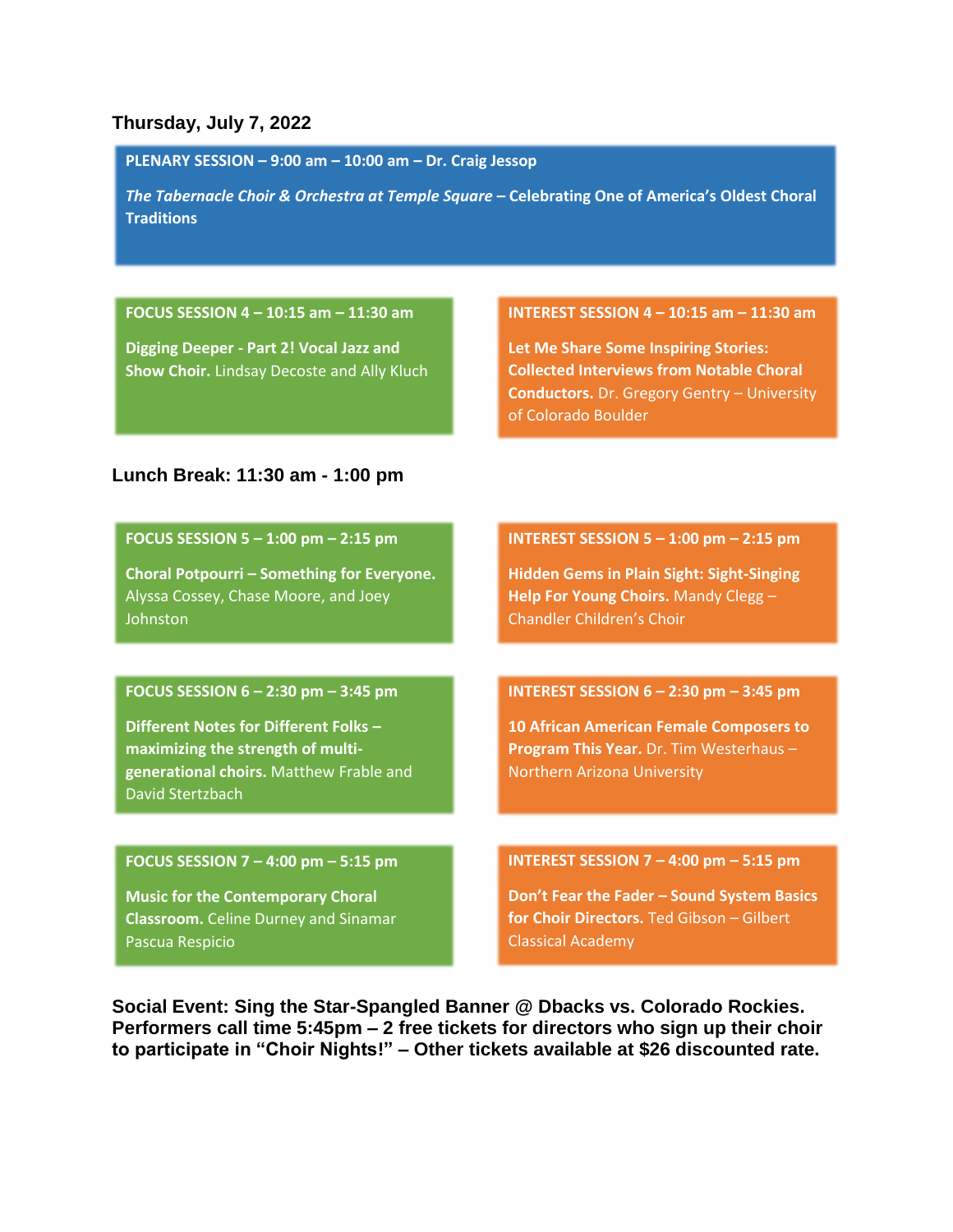## Thursday, July 7, 2022

**PLENARY SESSION – 9:00 am – 10:00 am – Dr. Craig Jessop**

***The Tabernacle Choir & Orchestra at Temple Square* – Celebrating One of America's Oldest Choral Traditions**

**FOCUS SESSION 4 – 10:15 am – 11:30 am**

**Digging Deeper - Part 2! Vocal Jazz and Show Choir.** Lindsay Decoste and Ally Kluch

**INTEREST SESSION 4 – 10:15 am – 11:30 am**

**Let Me Share Some Inspiring Stories: Collected Interviews from Notable Choral Conductors.** Dr. Gregory Gentry – University of Colorado Boulder

### Lunch Break: 11:30 am - 1:00 pm

**FOCUS SESSION 5 – 1:00 pm – 2:15 pm**

**Choral Potpourri – Something for Everyone.** Alyssa Cossey, Chase Moore, and Joey Johnston

**INTEREST SESSION 5 – 1:00 pm – 2:15 pm**

**Hidden Gems in Plain Sight: Sight-Singing Help For Young Choirs.** Mandy Clegg – Chandler Children's Choir

**FOCUS SESSION 6 – 2:30 pm – 3:45 pm**

**Different Notes for Different Folks – maximizing the strength of multi-generational choirs.** Matthew Frable and David Stertzbach

**INTEREST SESSION 6 – 2:30 pm – 3:45 pm**

**10 African American Female Composers to Program This Year.** Dr. Tim Westerhaus – Northern Arizona University

**FOCUS SESSION 7 – 4:00 pm – 5:15 pm**

**Music for the Contemporary Choral Classroom.** Celine Durney and Sinamar Pascua Respicio

**INTEREST SESSION 7 – 4:00 pm – 5:15 pm**

**Don't Fear the Fader – Sound System Basics for Choir Directors.** Ted Gibson – Gilbert Classical Academy

**Social Event: Sing the Star-Spangled Banner @ Dbacks vs. Colorado Rockies. Performers call time 5:45pm – 2 free tickets for directors who sign up their choir to participate in "Choir Nights!" – Other tickets available at $26 discounted rate.**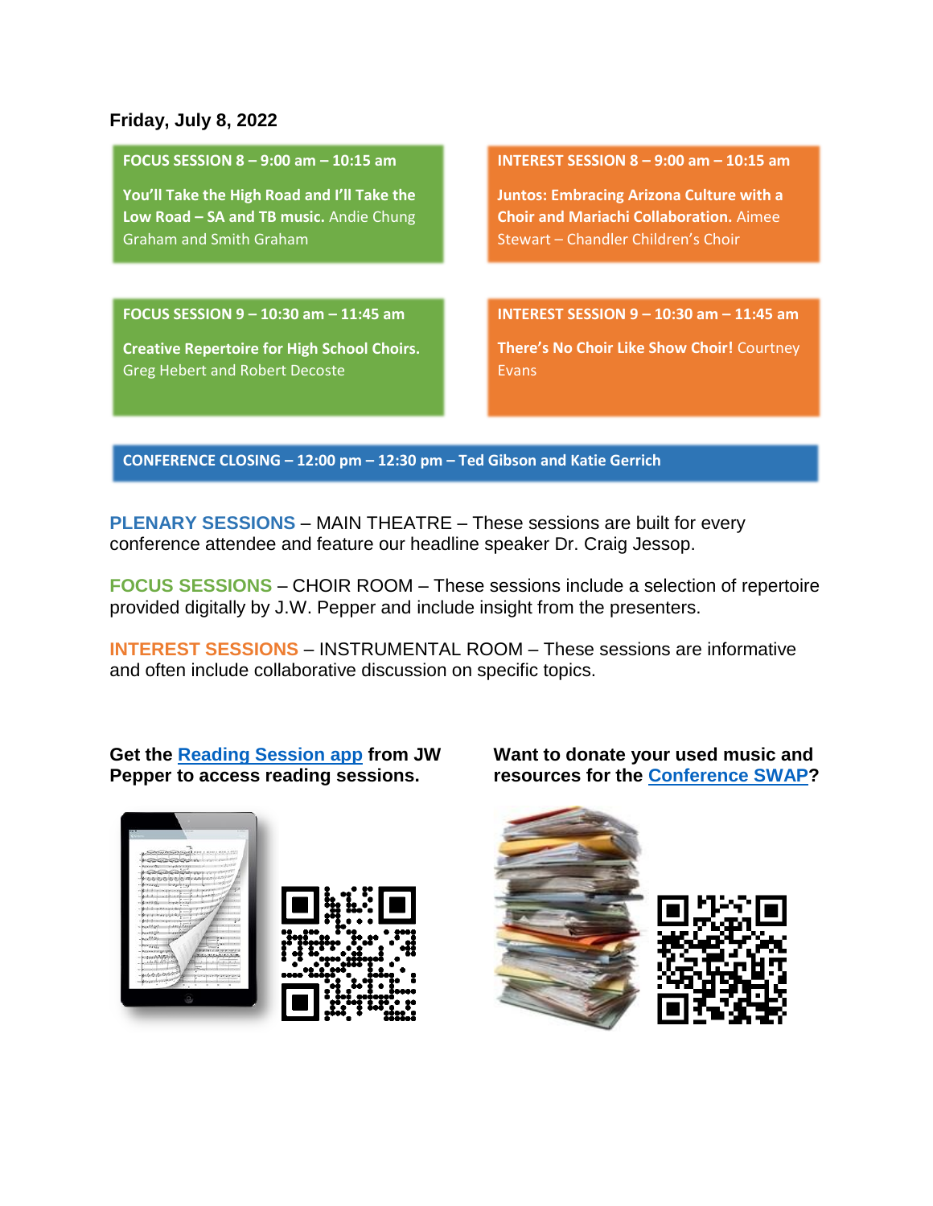**Friday, July 8, 2022**

**FOCUS SESSION 8 – 9:00 am – 10:15 am**

**You'll Take the High Road and I'll Take the Low Road – SA and TB music.** Andie Chung Graham and Smith Graham

**INTEREST SESSION 8 – 9:00 am – 10:15 am**

**Juntos: Embracing Arizona Culture with a Choir and Mariachi Collaboration.** Aimee Stewart – Chandler Children's Choir

**FOCUS SESSION 9 – 10:30 am – 11:45 am**

**Creative Repertoire for High School Choirs.** Greg Hebert and Robert Decoste

**INTEREST SESSION 9 – 10:30 am – 11:45 am**

**There's No Choir Like Show Choir!** Courtney Evans

**CONFERENCE CLOSING – 12:00 pm – 12:30 pm – Ted Gibson and Katie Gerrich**

**PLENARY SESSIONS** – MAIN THEATRE – These sessions are built for every conference attendee and feature our headline speaker Dr. Craig Jessop.

**FOCUS SESSIONS** – CHOIR ROOM – These sessions include a selection of repertoire provided digitally by J.W. Pepper and include insight from the presenters.

**INTEREST SESSIONS** – INSTRUMENTAL ROOM – These sessions are informative and often include collaborative discussion on specific topics.

**Get the Reading Session app from JW Pepper to access reading sessions.**

**Want to donate your used music and resources for the Conference SWAP?**